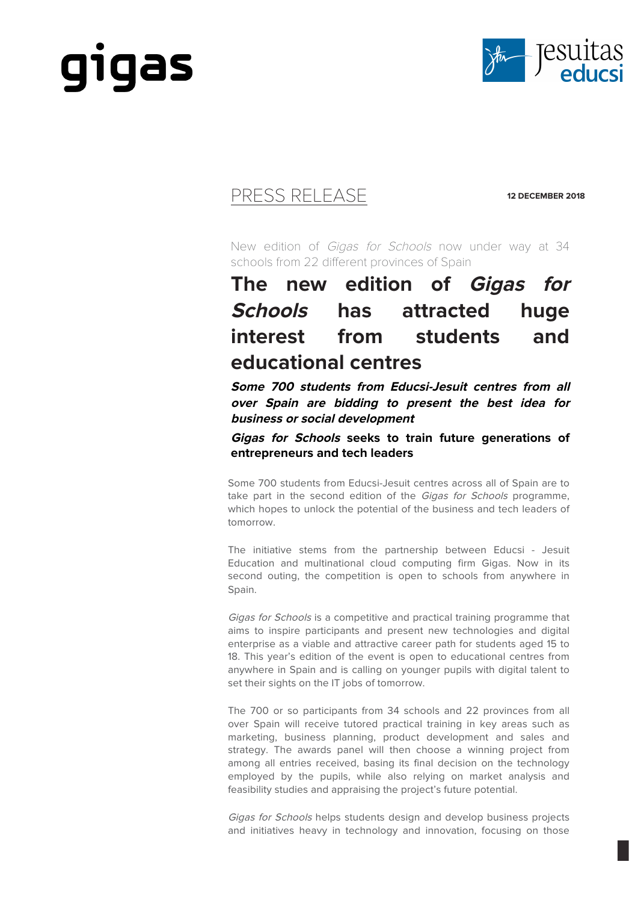gigas

Jesuitas educsi

PRESS RELEASE

**12 DECEMBER 2018**

New edition of *Gigas for Schools* now under way at 34 schools from 22 different provinces of Spain

# The new edition of *Gigas for Schools* has attracted huge interest from students and educational centres

***Some 700 students from Educsi-Jesuit centres from all over Spain are bidding to present the best idea for business or social development***

***Gigas for Schools* seeks to train future generations of entrepreneurs and tech leaders**

Some 700 students from Educsi-Jesuit centres across all of Spain are to take part in the second edition of the *Gigas for Schools* programme, which hopes to unlock the potential of the business and tech leaders of tomorrow.

The initiative stems from the partnership between Educsi - Jesuit Education and multinational cloud computing firm Gigas. Now in its second outing, the competition is open to schools from anywhere in Spain.

*Gigas for Schools* is a competitive and practical training programme that aims to inspire participants and present new technologies and digital enterprise as a viable and attractive career path for students aged 15 to 18. This year's edition of the event is open to educational centres from anywhere in Spain and is calling on younger pupils with digital talent to set their sights on the IT jobs of tomorrow.

The 700 or so participants from 34 schools and 22 provinces from all over Spain will receive tutored practical training in key areas such as marketing, business planning, product development and sales and strategy. The awards panel will then choose a winning project from among all entries received, basing its final decision on the technology employed by the pupils, while also relying on market analysis and feasibility studies and appraising the project's future potential.

*Gigas for Schools* helps students design and develop business projects and initiatives heavy in technology and innovation, focusing on those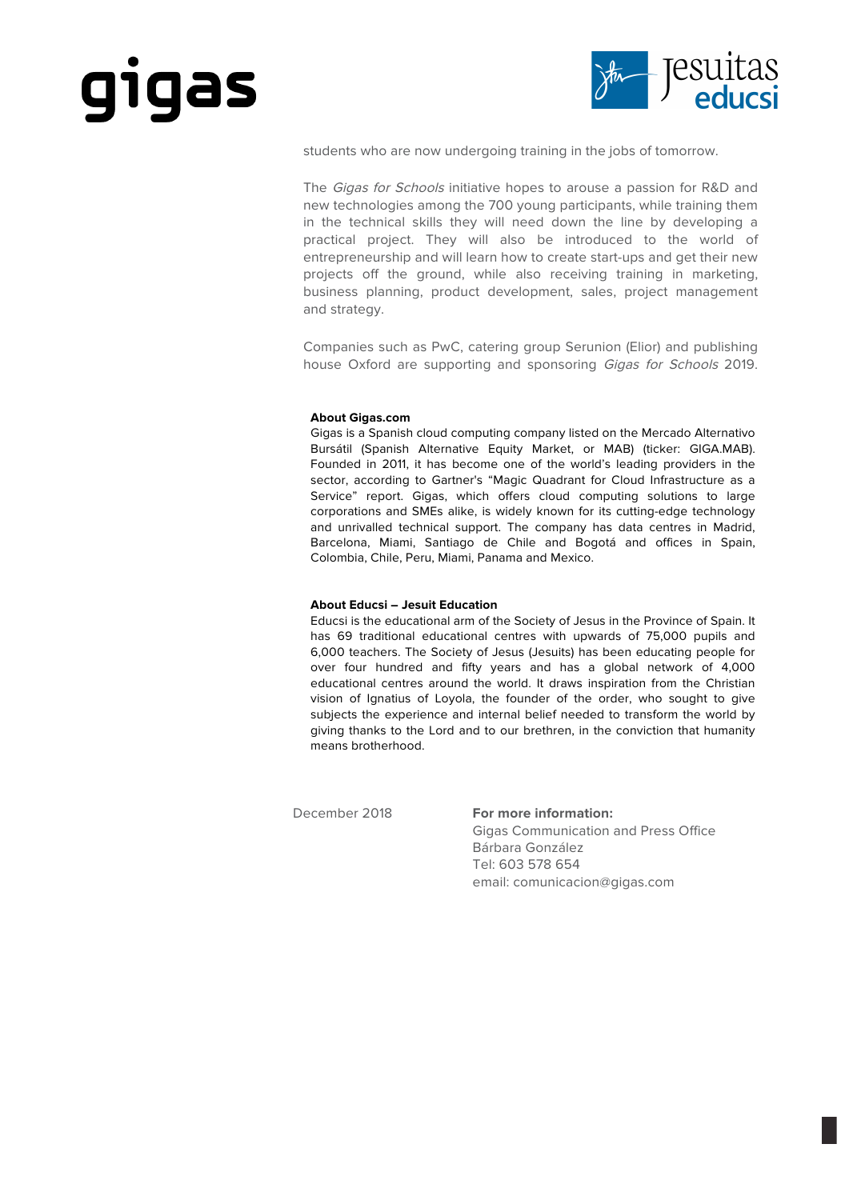students who are now undergoing training in the jobs of tomorrow.

The *Gigas for Schools* initiative hopes to arouse a passion for R&D and new technologies among the 700 young participants, while training them in the technical skills they will need down the line by developing a practical project. They will also be introduced to the world of entrepreneurship and will learn how to create start-ups and get their new projects off the ground, while also receiving training in marketing, business planning, product development, sales, project management and strategy.

Companies such as PwC, catering group Serunion (Elior) and publishing house Oxford are supporting and sponsoring *Gigas for Schools* 2019.

**About Gigas.com**

Gigas is a Spanish cloud computing company listed on the Mercado Alternativo Bursátil (Spanish Alternative Equity Market, or MAB) (ticker: GIGA.MAB). Founded in 2011, it has become one of the world's leading providers in the sector, according to Gartner's "Magic Quadrant for Cloud Infrastructure as a Service" report. Gigas, which offers cloud computing solutions to large corporations and SMEs alike, is widely known for its cutting-edge technology and unrivalled technical support. The company has data centres in Madrid, Barcelona, Miami, Santiago de Chile and Bogotá and offices in Spain, Colombia, Chile, Peru, Miami, Panama and Mexico.

**About Educsi – Jesuit Education**

Educsi is the educational arm of the Society of Jesus in the Province of Spain. It has 69 traditional educational centres with upwards of 75,000 pupils and 6,000 teachers. The Society of Jesus (Jesuits) has been educating people for over four hundred and fifty years and has a global network of 4,000 educational centres around the world. It draws inspiration from the Christian vision of Ignatius of Loyola, the founder of the order, who sought to give subjects the experience and internal belief needed to transform the world by giving thanks to the Lord and to our brethren, in the conviction that humanity means brotherhood.

December 2018

**For more information:**
Gigas Communication and Press Office
Bárbara González
Tel: 603 578 654
email: comunicacion@gigas.com